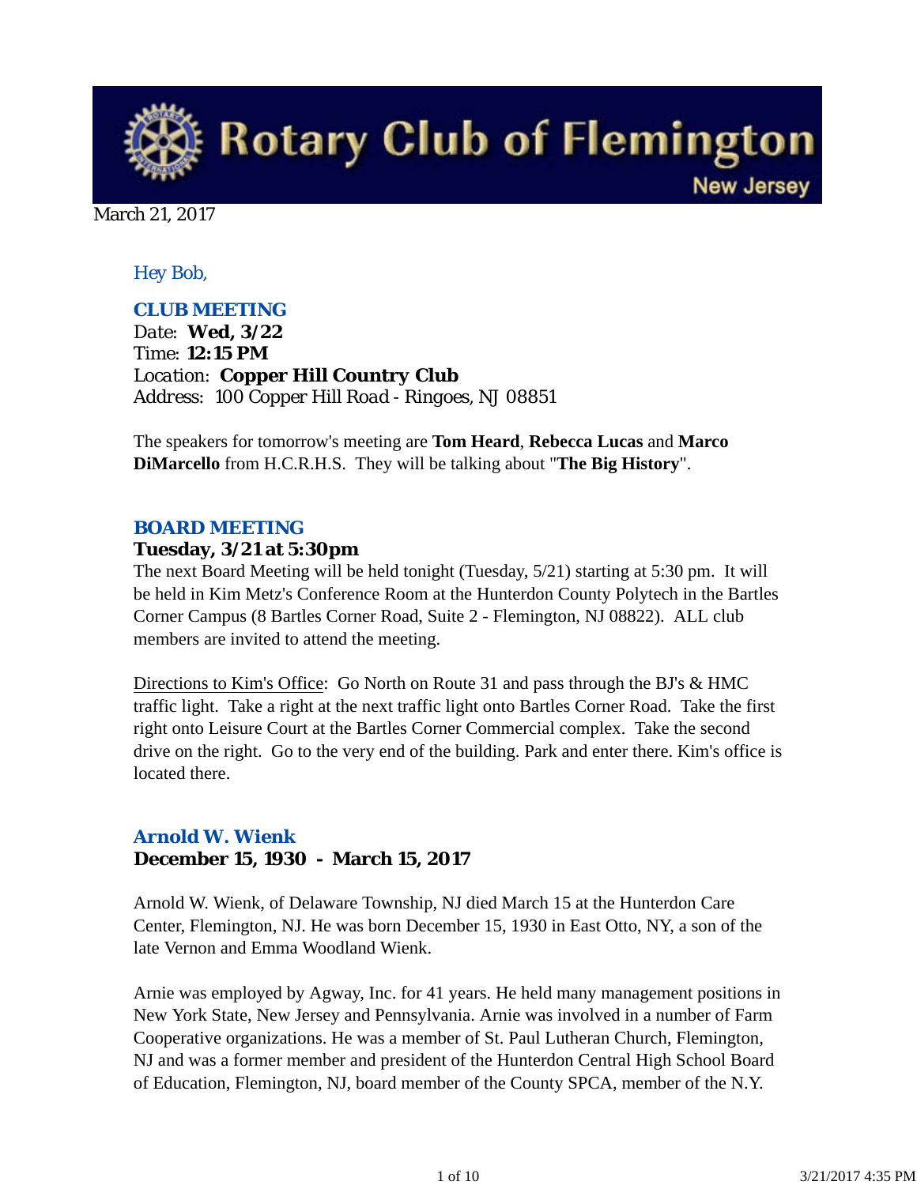# Rotary Club of Flemington

New Jersey

March 21, 2017

*Hey Bob,*

### CLUB MEETING

*Date:* **Wed, 3/22**
*Time:* **12:15 PM**
*Location:* **Copper Hill Country Club**
*Address:* 100 Copper Hill Road - Ringoes, NJ 08851

The speakers for tomorrow's meeting are **Tom Heard**, **Rebecca Lucas** and **Marco DiMarcello** from H.C.R.H.S. They will be talking about "**The Big History**".

### BOARD MEETING

**Tuesday, 3/21 at 5:30pm**

The next Board Meeting will be held tonight (Tuesday, 5/21) starting at 5:30 pm. It will be held in Kim Metz's Conference Room at the Hunterdon County Polytech in the Bartles Corner Campus (8 Bartles Corner Road, Suite 2 - Flemington, NJ 08822). ALL club members are invited to attend the meeting.

Directions to Kim's Office: Go North on Route 31 and pass through the BJ's & HMC traffic light. Take a right at the next traffic light onto Bartles Corner Road. Take the first right onto Leisure Court at the Bartles Corner Commercial complex. Take the second drive on the right. Go to the very end of the building. Park and enter there. Kim's office is located there.

### Arnold W. Wienk

**December 15, 1930 - March 15, 2017**

Arnold W. Wienk, of Delaware Township, NJ died March 15 at the Hunterdon Care Center, Flemington, NJ. He was born December 15, 1930 in East Otto, NY, a son of the late Vernon and Emma Woodland Wienk.

Arnie was employed by Agway, Inc. for 41 years. He held many management positions in New York State, New Jersey and Pennsylvania. Arnie was involved in a number of Farm Cooperative organizations. He was a member of St. Paul Lutheran Church, Flemington, NJ and was a former member and president of the Hunterdon Central High School Board of Education, Flemington, NJ, board member of the County SPCA, member of the N.Y.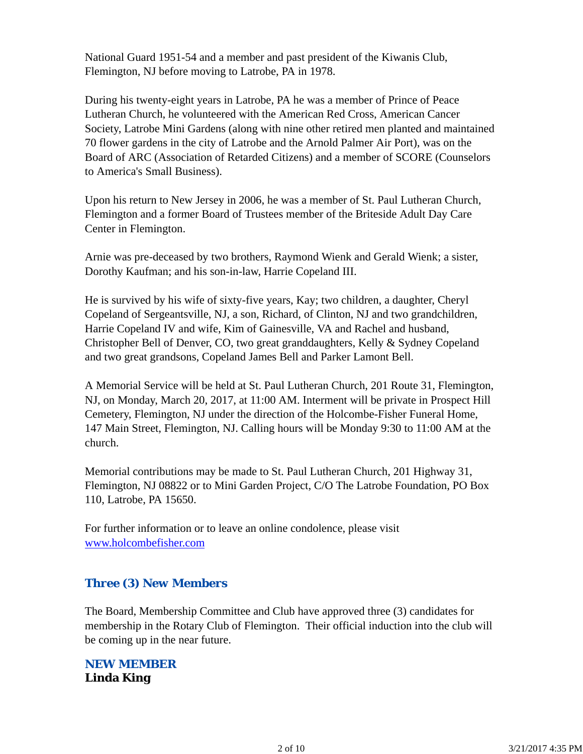National Guard 1951-54 and a member and past president of the Kiwanis Club, Flemington, NJ before moving to Latrobe, PA in 1978.

During his twenty-eight years in Latrobe, PA he was a member of Prince of Peace Lutheran Church, he volunteered with the American Red Cross, American Cancer Society, Latrobe Mini Gardens (along with nine other retired men planted and maintained 70 flower gardens in the city of Latrobe and the Arnold Palmer Air Port), was on the Board of ARC (Association of Retarded Citizens) and a member of SCORE (Counselors to America's Small Business).

Upon his return to New Jersey in 2006, he was a member of St. Paul Lutheran Church, Flemington and a former Board of Trustees member of the Briteside Adult Day Care Center in Flemington.

Arnie was pre-deceased by two brothers, Raymond Wienk and Gerald Wienk; a sister, Dorothy Kaufman; and his son-in-law, Harrie Copeland III.

He is survived by his wife of sixty-five years, Kay; two children, a daughter, Cheryl Copeland of Sergeantsville, NJ, a son, Richard, of Clinton, NJ and two grandchildren, Harrie Copeland IV and wife, Kim of Gainesville, VA and Rachel and husband, Christopher Bell of Denver, CO, two great granddaughters, Kelly & Sydney Copeland and two great grandsons, Copeland James Bell and Parker Lamont Bell.

A Memorial Service will be held at St. Paul Lutheran Church, 201 Route 31, Flemington, NJ, on Monday, March 20, 2017, at 11:00 AM. Interment will be private in Prospect Hill Cemetery, Flemington, NJ under the direction of the Holcombe-Fisher Funeral Home, 147 Main Street, Flemington, NJ. Calling hours will be Monday 9:30 to 11:00 AM at the church.

Memorial contributions may be made to St. Paul Lutheran Church, 201 Highway 31, Flemington, NJ 08822 or to Mini Garden Project, C/O The Latrobe Foundation, PO Box 110, Latrobe, PA 15650.

For further information or to leave an online condolence, please visit [www.holcombefisher.com](http://www.holcombefisher.com)

## Three (3) New Members

The Board, Membership Committee and Club have approved three (3) candidates for membership in the Rotary Club of Flemington. Their official induction into the club will be coming up in the near future.

### NEW MEMBER
**Linda King**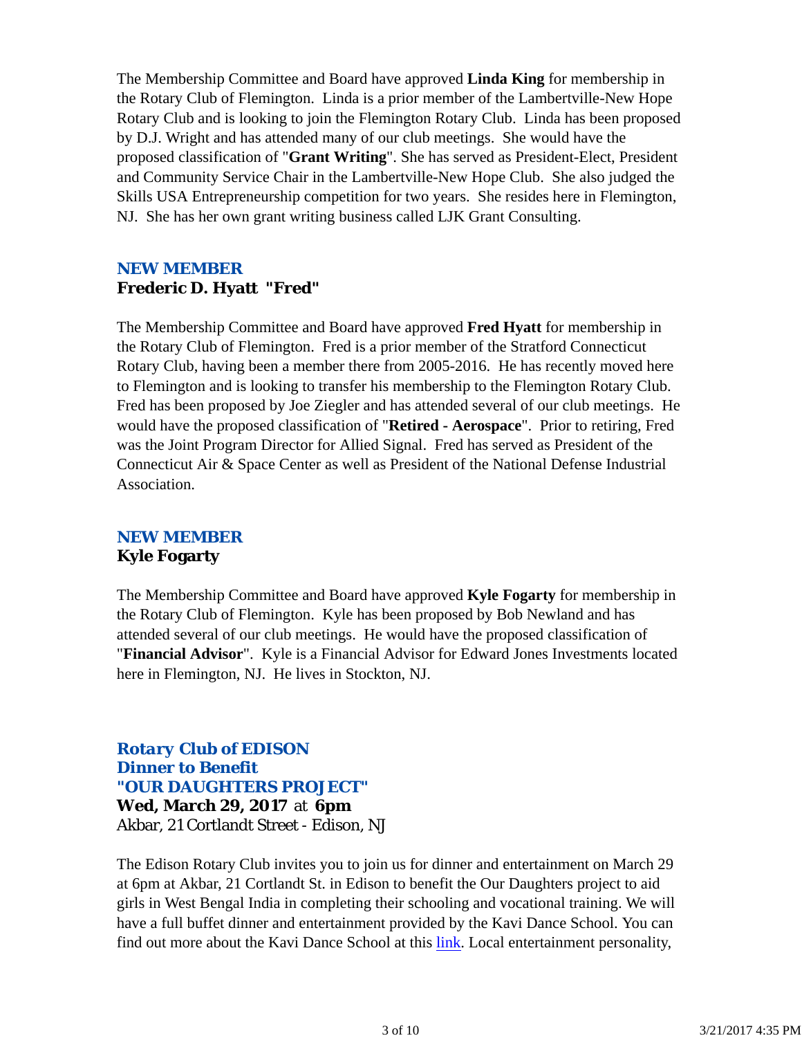The Membership Committee and Board have approved **Linda King** for membership in the Rotary Club of Flemington. Linda is a prior member of the Lambertville-New Hope Rotary Club and is looking to join the Flemington Rotary Club. Linda has been proposed by D.J. Wright and has attended many of our club meetings. She would have the proposed classification of "**Grant Writing**". She has served as President-Elect, President and Community Service Chair in the Lambertville-New Hope Club. She also judged the Skills USA Entrepreneurship competition for two years. She resides here in Flemington, NJ. She has her own grant writing business called LJK Grant Consulting.

### NEW MEMBER
**Frederic D. Hyatt "Fred"**

The Membership Committee and Board have approved **Fred Hyatt** for membership in the Rotary Club of Flemington. Fred is a prior member of the Stratford Connecticut Rotary Club, having been a member there from 2005-2016. He has recently moved here to Flemington and is looking to transfer his membership to the Flemington Rotary Club. Fred has been proposed by Joe Ziegler and has attended several of our club meetings. He would have the proposed classification of "**Retired - Aerospace**". Prior to retiring, Fred was the Joint Program Director for Allied Signal. Fred has served as President of the Connecticut Air & Space Center as well as President of the National Defense Industrial Association.

### NEW MEMBER
**Kyle Fogarty**

The Membership Committee and Board have approved **Kyle Fogarty** for membership in the Rotary Club of Flemington. Kyle has been proposed by Bob Newland and has attended several of our club meetings. He would have the proposed classification of "**Financial Advisor**". Kyle is a Financial Advisor for Edward Jones Investments located here in Flemington, NJ. He lives in Stockton, NJ.

### *Rotary Club of EDISON*
### Dinner to Benefit
### "OUR DAUGHTERS PROJECT"
**Wed, March 29, 2017** at **6pm**
Akbar, 21 Cortlandt Street - Edison, NJ

The Edison Rotary Club invites you to join us for dinner and entertainment on March 29 at 6pm at Akbar, 21 Cortlandt St. in Edison to benefit the Our Daughters project to aid girls in West Bengal India in completing their schooling and vocational training. We will have a full buffet dinner and entertainment provided by the Kavi Dance School. You can find out more about the Kavi Dance School at this link. Local entertainment personality,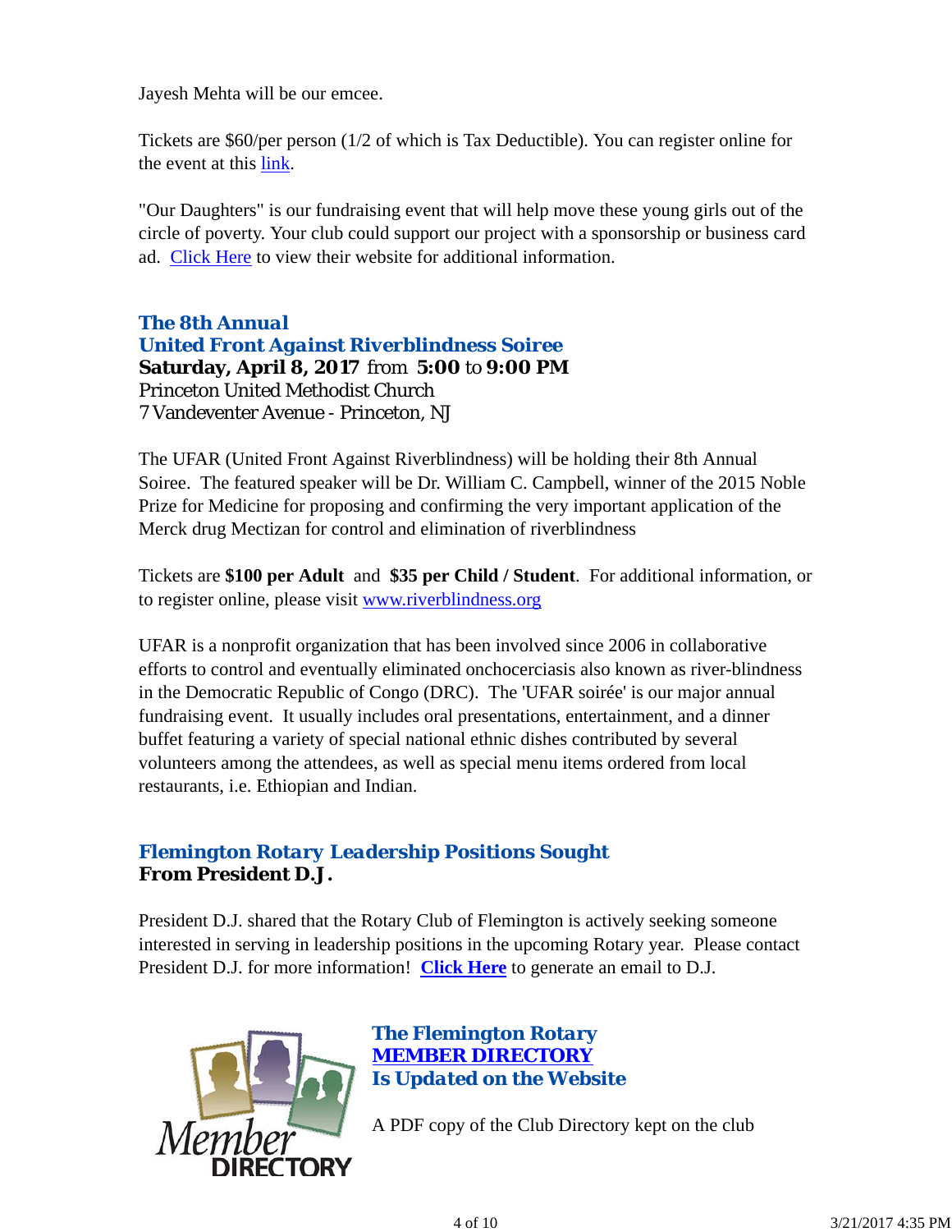Jayesh Mehta will be our emcee.

Tickets are $60/per person (1/2 of which is Tax Deductible). You can register online for the event at this link.

"Our Daughters" is our fundraising event that will help move these young girls out of the circle of poverty. Your club could support our project with a sponsorship or business card ad. Click Here to view their website for additional information.

### The 8th Annual
### United Front Against Riverblindness Soiree

**Saturday, April 8, 2017** from **5:00** to **9:00 PM**
Princeton United Methodist Church
7 Vandeventer Avenue - Princeton, NJ

The UFAR (United Front Against Riverblindness) will be holding their 8th Annual Soiree. The featured speaker will be Dr. William C. Campbell, winner of the 2015 Noble Prize for Medicine for proposing and confirming the very important application of the Merck drug Mectizan for control and elimination of riverblindness

Tickets are **$100 per Adult** and **$35 per Child / Student**. For additional information, or to register online, please visit www.riverblindness.org

UFAR is a nonprofit organization that has been involved since 2006 in collaborative efforts to control and eventually eliminated onchocerciasis also known as river-blindness in the Democratic Republic of Congo (DRC). The 'UFAR soirée' is our major annual fundraising event. It usually includes oral presentations, entertainment, and a dinner buffet featuring a variety of special national ethnic dishes contributed by several volunteers among the attendees, as well as special menu items ordered from local restaurants, i.e. Ethiopian and Indian.

### Flemington Rotary Leadership Positions Sought

**From President D.J.**

President D.J. shared that the Rotary Club of Flemington is actively seeking someone interested in serving in leadership positions in the upcoming Rotary year. Please contact President D.J. for more information! **Click Here** to generate an email to D.J.

### The Flemington Rotary MEMBER DIRECTORY Is Updated on the Website

A PDF copy of the Club Directory kept on the club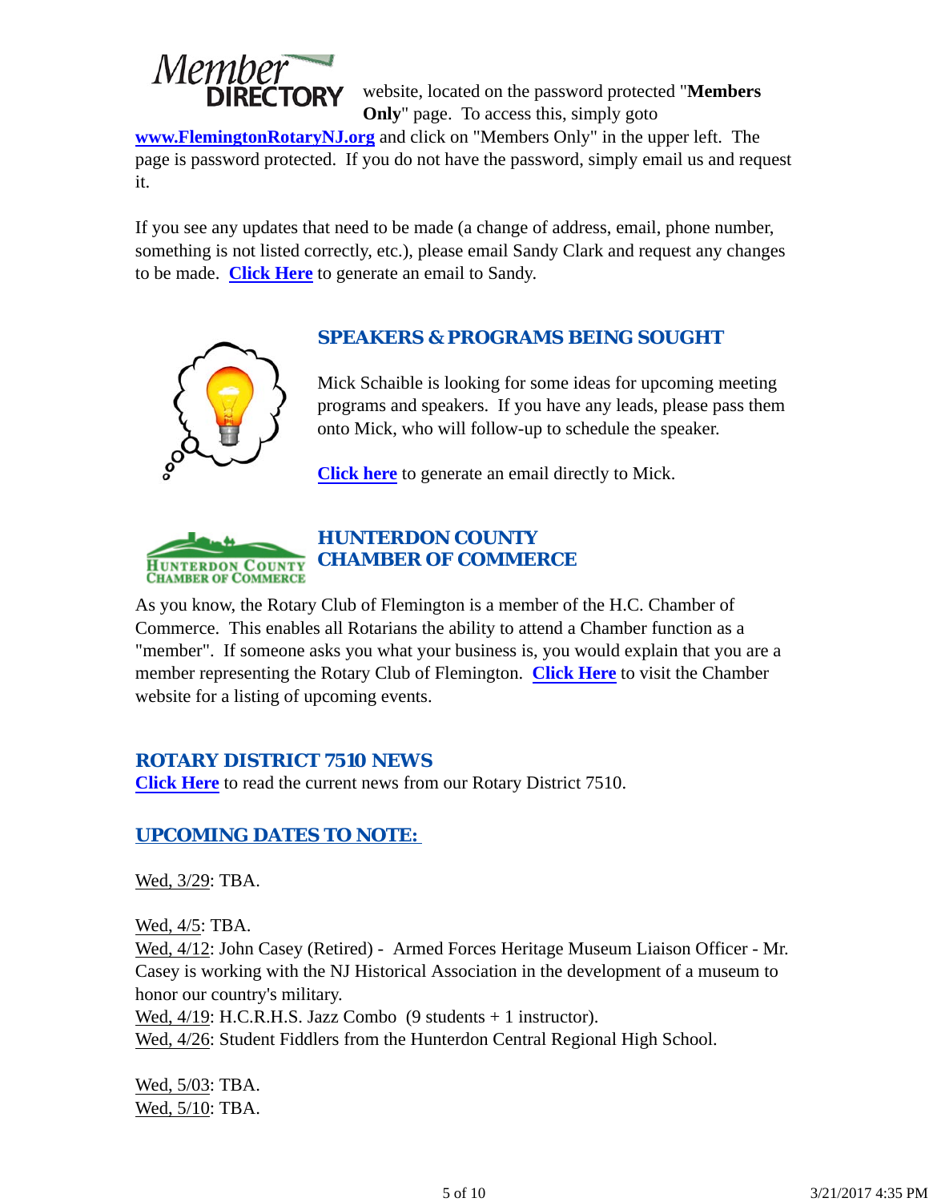Member DIRECTORY website, located on the password protected "**Members Only**" page. To access this, simply goto **www.FlemingtonRotaryNJ.org** and click on "Members Only" in the upper left. The page is password protected. If you do not have the password, simply email us and request it.

If you see any updates that need to be made (a change of address, email, phone number, something is not listed correctly, etc.), please email Sandy Clark and request any changes to be made. **Click Here** to generate an email to Sandy.

## SPEAKERS & PROGRAMS BEING SOUGHT

Mick Schaible is looking for some ideas for upcoming meeting programs and speakers. If you have any leads, please pass them onto Mick, who will follow-up to schedule the speaker.

**Click here** to generate an email directly to Mick.

## HUNTERDON COUNTY CHAMBER OF COMMERCE

As you know, the Rotary Club of Flemington is a member of the H.C. Chamber of Commerce. This enables all Rotarians the ability to attend a Chamber function as a "member". If someone asks you what your business is, you would explain that you are a member representing the Rotary Club of Flemington. **Click Here** to visit the Chamber website for a listing of upcoming events.

## ROTARY DISTRICT 7510 NEWS

**Click Here** to read the current news from our Rotary District 7510.

## UPCOMING DATES TO NOTE:

Wed, 3/29: TBA.

Wed, 4/5: TBA.
Wed, 4/12: John Casey (Retired) - Armed Forces Heritage Museum Liaison Officer - Mr. Casey is working with the NJ Historical Association in the development of a museum to honor our country's military.
Wed, 4/19: H.C.R.H.S. Jazz Combo (9 students + 1 instructor).
Wed, 4/26: Student Fiddlers from the Hunterdon Central Regional High School.

Wed, 5/03: TBA.
Wed, 5/10: TBA.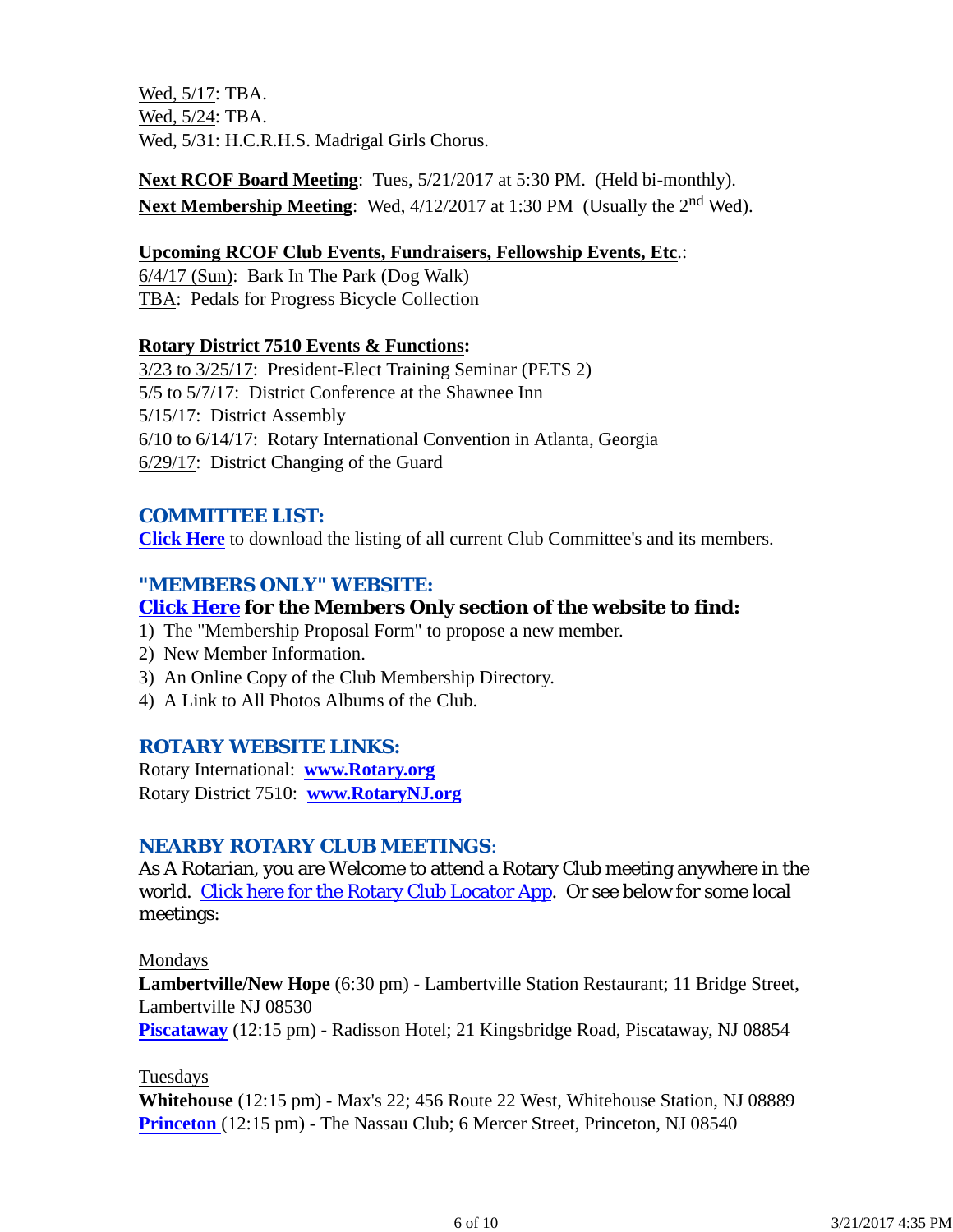Wed, 5/17: TBA.
Wed, 5/24: TBA.
Wed, 5/31: H.C.R.H.S. Madrigal Girls Chorus.

**Next RCOF Board Meeting**: Tues, 5/21/2017 at 5:30 PM. (Held bi-monthly).
**Next Membership Meeting**: Wed, 4/12/2017 at 1:30 PM (Usually the 2nd Wed).

**Upcoming RCOF Club Events, Fundraisers, Fellowship Events, Etc**.:
6/4/17 (Sun): Bark In The Park (Dog Walk)
TBA: Pedals for Progress Bicycle Collection

**Rotary District 7510 Events & Functions:**
3/23 to 3/25/17: President-Elect Training Seminar (PETS 2)
5/5 to 5/7/17: District Conference at the Shawnee Inn
5/15/17: District Assembly
6/10 to 6/14/17: Rotary International Convention in Atlanta, Georgia
6/29/17: District Changing of the Guard

## COMMITTEE LIST:

**Click Here** to download the listing of all current Club Committee's and its members.

## "MEMBERS ONLY" WEBSITE:

**Click Here for the Members Only section of the website to find:**

1) The "Membership Proposal Form" to propose a new member.
2) New Member Information.
3) An Online Copy of the Club Membership Directory.
4) A Link to All Photos Albums of the Club.

## ROTARY WEBSITE LINKS:

Rotary International: **www.Rotary.org**
Rotary District 7510: **www.RotaryNJ.org**

## NEARBY ROTARY CLUB MEETINGS:

As A Rotarian, you are Welcome to attend a Rotary Club meeting anywhere in the world. Click here for the Rotary Club Locator App. Or see below for some local meetings:

Mondays
**Lambertville/New Hope** (6:30 pm) - Lambertville Station Restaurant; 11 Bridge Street, Lambertville NJ 08530
**Piscataway** (12:15 pm) - Radisson Hotel; 21 Kingsbridge Road, Piscataway, NJ 08854

Tuesdays
**Whitehouse** (12:15 pm) - Max's 22; 456 Route 22 West, Whitehouse Station, NJ 08889
**Princeton** (12:15 pm) - The Nassau Club; 6 Mercer Street, Princeton, NJ 08540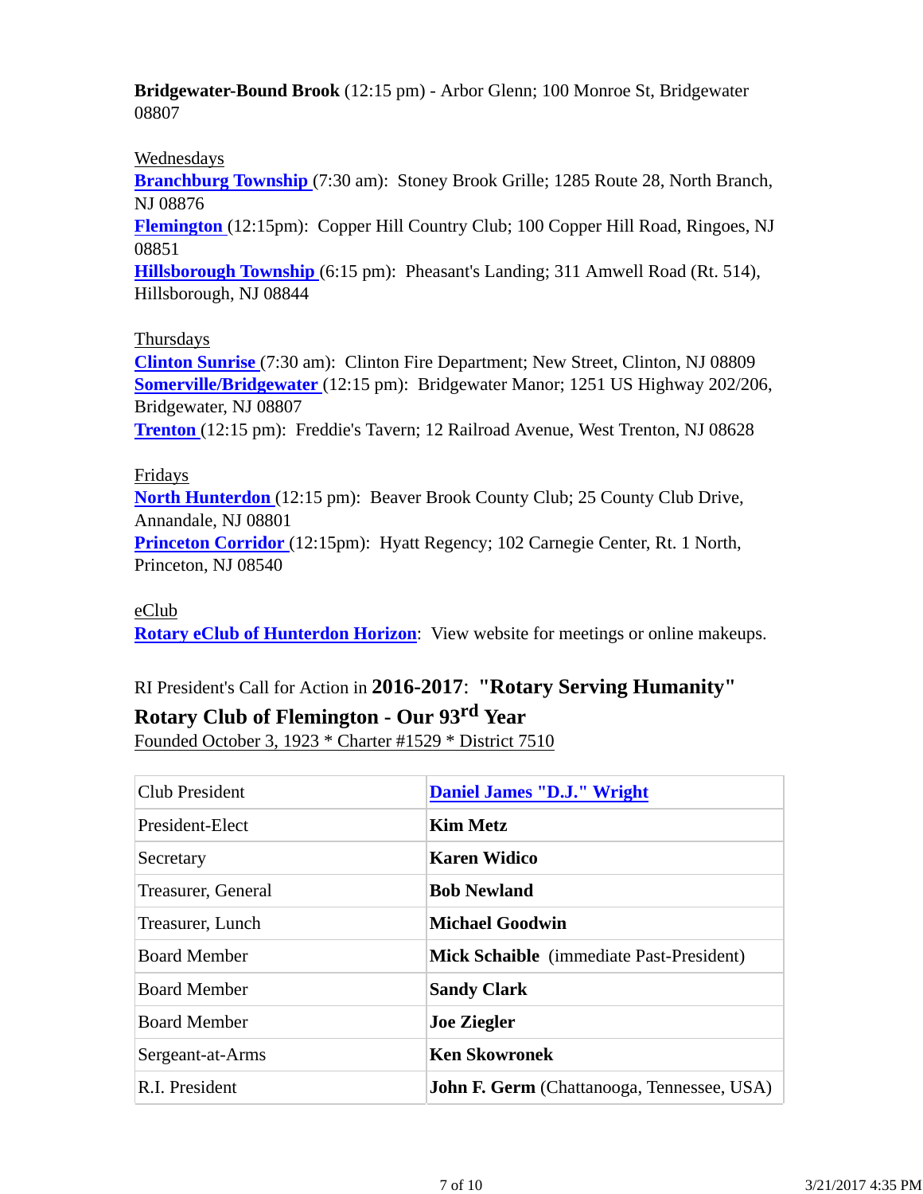**Bridgewater-Bound Brook** (12:15 pm) - Arbor Glenn; 100 Monroe St, Bridgewater 08807

Wednesdays

**Branchburg Township** (7:30 am): Stoney Brook Grille; 1285 Route 28, North Branch, NJ 08876

**Flemington** (12:15pm): Copper Hill Country Club; 100 Copper Hill Road, Ringoes, NJ 08851

**Hillsborough Township** (6:15 pm): Pheasant's Landing; 311 Amwell Road (Rt. 514), Hillsborough, NJ 08844

Thursdays

**Clinton Sunrise** (7:30 am): Clinton Fire Department; New Street, Clinton, NJ 08809

**Somerville/Bridgewater** (12:15 pm): Bridgewater Manor; 1251 US Highway 202/206, Bridgewater, NJ 08807

**Trenton** (12:15 pm): Freddie's Tavern; 12 Railroad Avenue, West Trenton, NJ 08628

Fridays

**North Hunterdon** (12:15 pm): Beaver Brook County Club; 25 County Club Drive, Annandale, NJ 08801

**Princeton Corridor** (12:15pm): Hyatt Regency; 102 Carnegie Center, Rt. 1 North, Princeton, NJ 08540

eClub

**Rotary eClub of Hunterdon Horizon**: View website for meetings or online makeups.

RI President's Call for Action in **2016-2017**: **"Rotary Serving Humanity"**

**Rotary Club of Flemington - Our 93rd Year**

Founded October 3, 1923 * Charter #1529 * District 7510

| Club President | **Daniel James "D.J." Wright** |
|---|---|
| President-Elect | **Kim Metz** |
| Secretary | **Karen Widico** |
| Treasurer, General | **Bob Newland** |
| Treasurer, Lunch | **Michael Goodwin** |
| Board Member | **Mick Schaible** (immediate Past-President) |
| Board Member | **Sandy Clark** |
| Board Member | **Joe Ziegler** |
| Sergeant-at-Arms | **Ken Skowronek** |
| R.I. President | **John F. Germ** (Chattanooga, Tennessee, USA) |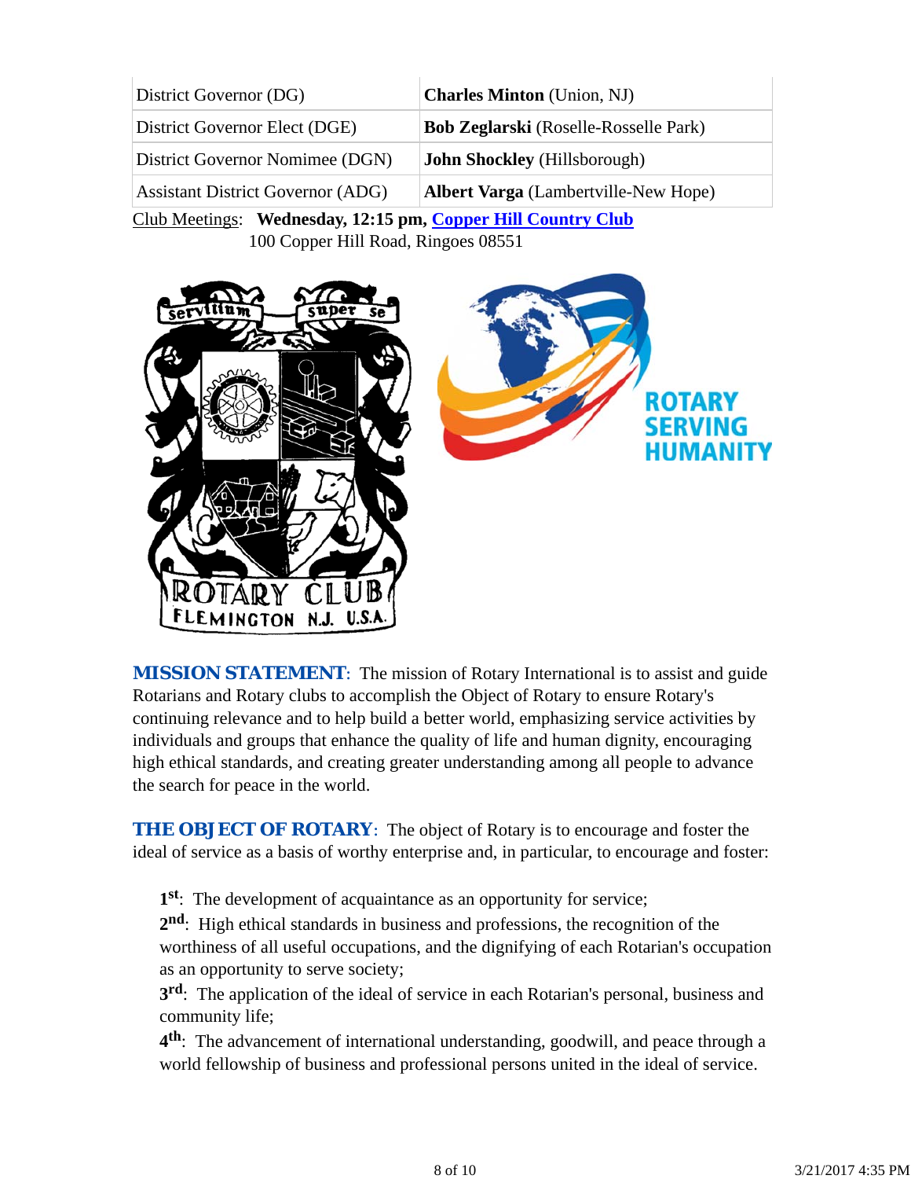| District Governor (DG) | **Charles Minton** (Union, NJ) |
| --- | --- |
| District Governor Elect (DGE) | **Bob Zeglarski** (Roselle-Rosselle Park) |
| District Governor Nominee (DGN) | **John Shockley** (Hillsborough) |
| Assistant District Governor (ADG) | **Albert Varga** (Lambertville-New Hope) |

Club Meetings: **Wednesday, 12:15 pm, Copper Hill Country Club**
100 Copper Hill Road, Ringoes 08551

***MISSION STATEMENT***: The mission of Rotary International is to assist and guide Rotarians and Rotary clubs to accomplish the Object of Rotary to ensure Rotary's continuing relevance and to help build a better world, emphasizing service activities by individuals and groups that enhance the quality of life and human dignity, encouraging high ethical standards, and creating greater understanding among all people to advance the search for peace in the world.

***THE OBJECT OF ROTARY***: The object of Rotary is to encourage and foster the ideal of service as a basis of worthy enterprise and, in particular, to encourage and foster:

**1st**: The development of acquaintance as an opportunity for service;
**2nd**: High ethical standards in business and professions, the recognition of the worthiness of all useful occupations, and the dignifying of each Rotarian's occupation as an opportunity to serve society;
**3rd**: The application of the ideal of service in each Rotarian's personal, business and community life;
**4th**: The advancement of international understanding, goodwill, and peace through a world fellowship of business and professional persons united in the ideal of service.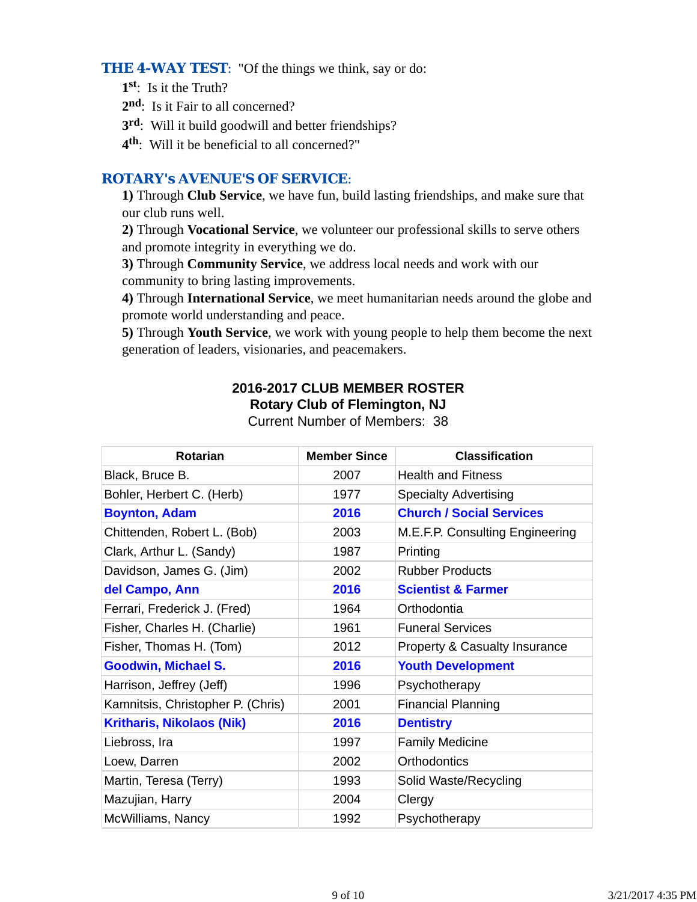**THE 4-WAY TEST**: "Of the things we think, say or do:

1st: Is it the Truth?
2nd: Is it Fair to all concerned?
3rd: Will it build goodwill and better friendships?
4th: Will it be beneficial to all concerned?"

**ROTARY's AVENUE'S OF SERVICE**:

**1)** Through **Club Service**, we have fun, build lasting friendships, and make sure that our club runs well.
**2)** Through **Vocational Service**, we volunteer our professional skills to serve others and promote integrity in everything we do.
**3)** Through **Community Service**, we address local needs and work with our community to bring lasting improvements.
**4)** Through **International Service**, we meet humanitarian needs around the globe and promote world understanding and peace.
**5)** Through **Youth Service**, we work with young people to help them become the next generation of leaders, visionaries, and peacemakers.

**2016-2017 CLUB MEMBER ROSTER**
**Rotary Club of Flemington, NJ**
Current Number of Members: 38

| Rotarian | Member Since | Classification |
|---|---|---|
| Black, Bruce B. | 2007 | Health and Fitness |
| Bohler, Herbert C. (Herb) | 1977 | Specialty Advertising |
| **Boynton, Adam** | **2016** | **Church / Social Services** |
| Chittenden, Robert L. (Bob) | 2003 | M.E.F.P. Consulting Engineering |
| Clark, Arthur L. (Sandy) | 1987 | Printing |
| Davidson, James G. (Jim) | 2002 | Rubber Products |
| **del Campo, Ann** | **2016** | **Scientist & Farmer** |
| Ferrari, Frederick J. (Fred) | 1964 | Orthodontia |
| Fisher, Charles H. (Charlie) | 1961 | Funeral Services |
| Fisher, Thomas H. (Tom) | 2012 | Property & Casualty Insurance |
| **Goodwin, Michael S.** | **2016** | **Youth Development** |
| Harrison, Jeffrey (Jeff) | 1996 | Psychotherapy |
| Kamnitsis, Christopher P. (Chris) | 2001 | Financial Planning |
| **Kritharis, Nikolaos (Nik)** | **2016** | **Dentistry** |
| Liebross, Ira | 1997 | Family Medicine |
| Loew, Darren | 2002 | Orthodontics |
| Martin, Teresa (Terry) | 1993 | Solid Waste/Recycling |
| Mazujian, Harry | 2004 | Clergy |
| McWilliams, Nancy | 1992 | Psychotherapy |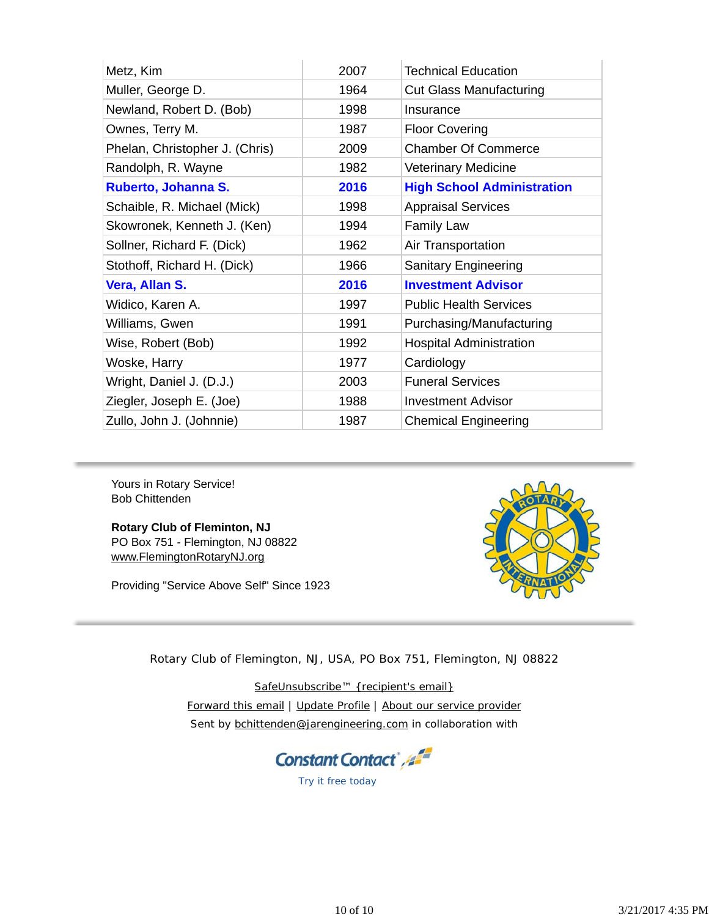| | | |
|---|---|---|
| Metz, Kim | 2007 | Technical Education |
| Muller, George D. | 1964 | Cut Glass Manufacturing |
| Newland, Robert D. (Bob) | 1998 | Insurance |
| Ownes, Terry M. | 1987 | Floor Covering |
| Phelan, Christopher J. (Chris) | 2009 | Chamber Of Commerce |
| Randolph, R. Wayne | 1982 | Veterinary Medicine |
| **Ruberto, Johanna S.** | **2016** | **High School Administration** |
| Schaible, R. Michael (Mick) | 1998 | Appraisal Services |
| Skowronek, Kenneth J. (Ken) | 1994 | Family Law |
| Sollner, Richard F. (Dick) | 1962 | Air Transportation |
| Stothoff, Richard H. (Dick) | 1966 | Sanitary Engineering |
| **Vera, Allan S.** | **2016** | **Investment Advisor** |
| Widico, Karen A. | 1997 | Public Health Services |
| Williams, Gwen | 1991 | Purchasing/Manufacturing |
| Wise, Robert (Bob) | 1992 | Hospital Administration |
| Woske, Harry | 1977 | Cardiology |
| Wright, Daniel J. (D.J.) | 2003 | Funeral Services |
| Ziegler, Joseph E. (Joe) | 1988 | Investment Advisor |
| Zullo, John J. (Johnnie) | 1987 | Chemical Engineering |

Yours in Rotary Service!
Bob Chittenden

**Rotary Club of Fleminton, NJ**
PO Box 751 - Flemington, NJ 08822
www.FlemingtonRotaryNJ.org

Providing "Service Above Self" Since 1923

Rotary Club of Flemington, NJ, USA, PO Box 751, Flemington, NJ 08822

SafeUnsubscribe™ {recipient's email}

Forward this email | Update Profile | About our service provider

Sent by bchittenden@jarengineering.com in collaboration with

Constant Contact

Try it free today